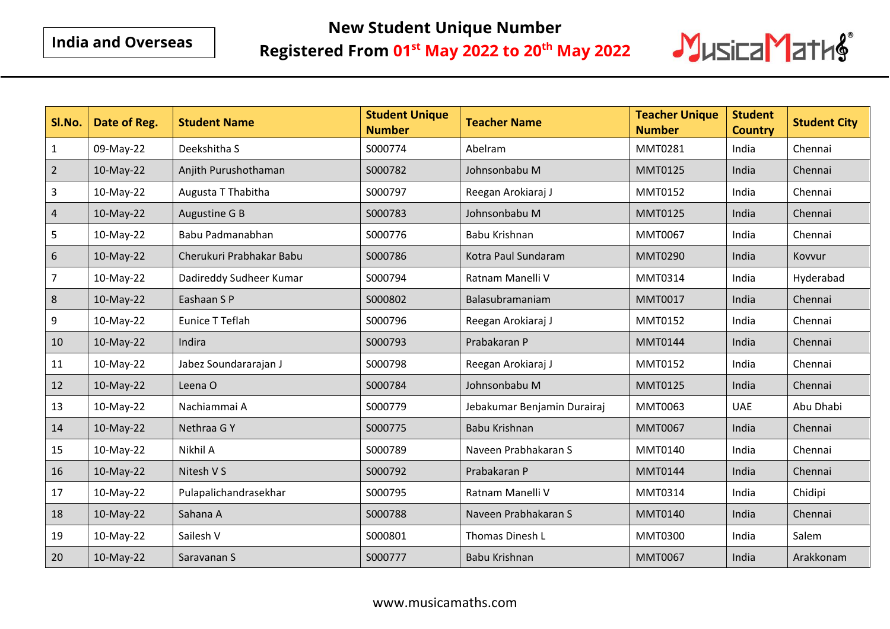India and Overseas

# New Student Unique Number
## Registered From 01st May 2022 to 20th May 2022

MusicaMaths®

| Sl.No. | Date of Reg. | Student Name | Student Unique Number | Teacher Name | Teacher Unique Number | Student Country | Student City |
|---|---|---|---|---|---|---|---|
| 1 | 09-May-22 | Deekshitha S | S000774 | Abelram | MMT0281 | India | Chennai |
| 2 | 10-May-22 | Anjith Purushothaman | S000782 | Johnsonbabu M | MMT0125 | India | Chennai |
| 3 | 10-May-22 | Augusta T Thabitha | S000797 | Reegan Arokiaraj J | MMT0152 | India | Chennai |
| 4 | 10-May-22 | Augustine G B | S000783 | Johnsonbabu M | MMT0125 | India | Chennai |
| 5 | 10-May-22 | Babu Padmanabhan | S000776 | Babu Krishnan | MMT0067 | India | Chennai |
| 6 | 10-May-22 | Cherukuri Prabhakar Babu | S000786 | Kotra Paul Sundaram | MMT0290 | India | Kovvur |
| 7 | 10-May-22 | Dadireddy Sudheer Kumar | S000794 | Ratnam Manelli V | MMT0314 | India | Hyderabad |
| 8 | 10-May-22 | Eashaan S P | S000802 | Balasubramaniam | MMT0017 | India | Chennai |
| 9 | 10-May-22 | Eunice T Teflah | S000796 | Reegan Arokiaraj J | MMT0152 | India | Chennai |
| 10 | 10-May-22 | Indira | S000793 | Prabakaran P | MMT0144 | India | Chennai |
| 11 | 10-May-22 | Jabez Soundararajan J | S000798 | Reegan Arokiaraj J | MMT0152 | India | Chennai |
| 12 | 10-May-22 | Leena O | S000784 | Johnsonbabu M | MMT0125 | India | Chennai |
| 13 | 10-May-22 | Nachiammai A | S000779 | Jebakumar Benjamin Durairaj | MMT0063 | UAE | Abu Dhabi |
| 14 | 10-May-22 | Nethraa G Y | S000775 | Babu Krishnan | MMT0067 | India | Chennai |
| 15 | 10-May-22 | Nikhil A | S000789 | Naveen Prabhakaran S | MMT0140 | India | Chennai |
| 16 | 10-May-22 | Nitesh V S | S000792 | Prabakaran P | MMT0144 | India | Chennai |
| 17 | 10-May-22 | Pulapalichandrasekhar | S000795 | Ratnam Manelli V | MMT0314 | India | Chidipi |
| 18 | 10-May-22 | Sahana A | S000788 | Naveen Prabhakaran S | MMT0140 | India | Chennai |
| 19 | 10-May-22 | Sailesh V | S000801 | Thomas Dinesh L | MMT0300 | India | Salem |
| 20 | 10-May-22 | Saravanan S | S000777 | Babu Krishnan | MMT0067 | India | Arakkonam |

www.musicamaths.com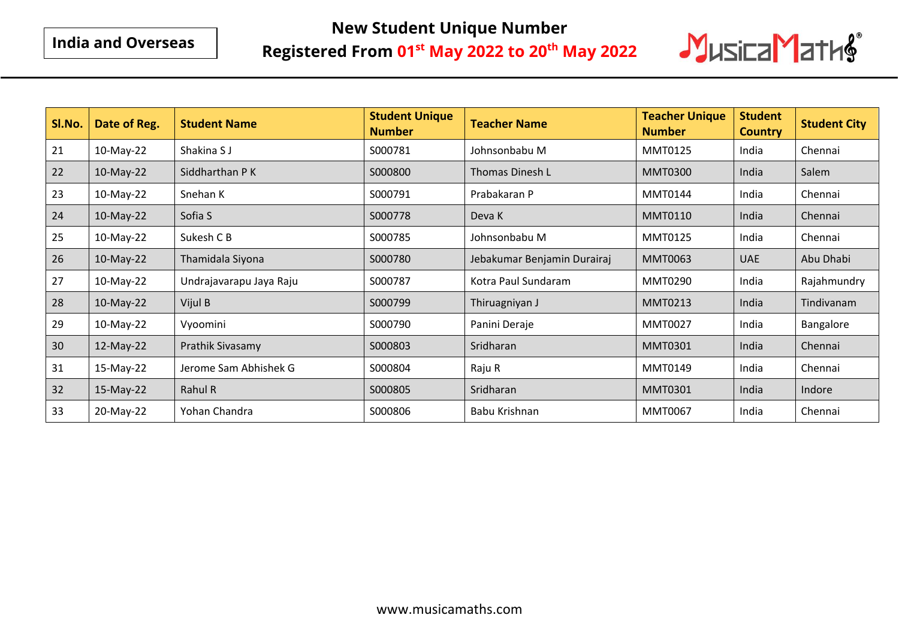India and Overseas

# New Student Unique Number
## Registered From 01st May 2022 to 20th May 2022

MusicalMaths®

| Sl.No. | Date of Reg. | Student Name | Student Unique Number | Teacher Name | Teacher Unique Number | Student Country | Student City |
|---|---|---|---|---|---|---|---|
| 21 | 10-May-22 | Shakina S J | S000781 | Johnsonbabu M | MMT0125 | India | Chennai |
| 22 | 10-May-22 | Siddharthan P K | S000800 | Thomas Dinesh L | MMT0300 | India | Salem |
| 23 | 10-May-22 | Snehan K | S000791 | Prabakaran P | MMT0144 | India | Chennai |
| 24 | 10-May-22 | Sofia S | S000778 | Deva K | MMT0110 | India | Chennai |
| 25 | 10-May-22 | Sukesh C B | S000785 | Johnsonbabu M | MMT0125 | India | Chennai |
| 26 | 10-May-22 | Thamidala Siyona | S000780 | Jebakumar Benjamin Durairaj | MMT0063 | UAE | Abu Dhabi |
| 27 | 10-May-22 | Undrajavarapu Jaya Raju | S000787 | Kotra Paul Sundaram | MMT0290 | India | Rajahmundry |
| 28 | 10-May-22 | Vijul B | S000799 | Thiruagniyan J | MMT0213 | India | Tindivanam |
| 29 | 10-May-22 | Vyoomini | S000790 | Panini Deraje | MMT0027 | India | Bangalore |
| 30 | 12-May-22 | Prathik Sivasamy | S000803 | Sridharan | MMT0301 | India | Chennai |
| 31 | 15-May-22 | Jerome Sam Abhishek G | S000804 | Raju R | MMT0149 | India | Chennai |
| 32 | 15-May-22 | Rahul R | S000805 | Sridharan | MMT0301 | India | Indore |
| 33 | 20-May-22 | Yohan Chandra | S000806 | Babu Krishnan | MMT0067 | India | Chennai |

www.musicamaths.com